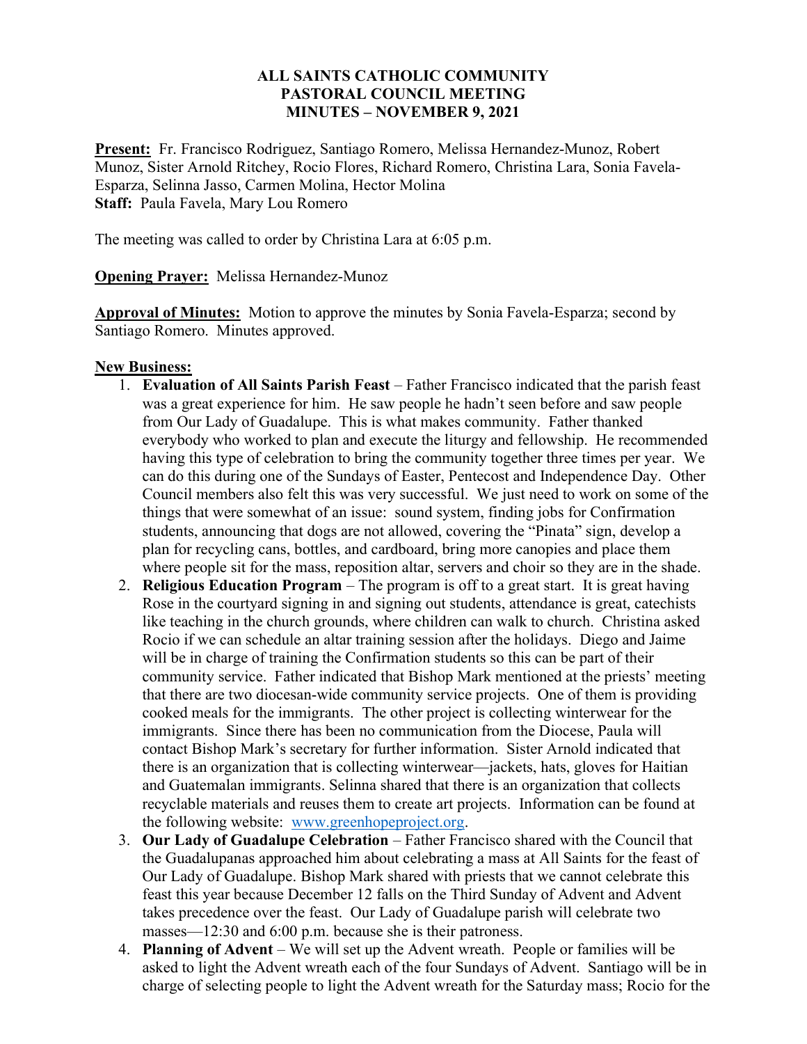**ALL SAINTS CATHOLIC COMMUNITY**
**PASTORAL COUNCIL MEETING**
**MINUTES – NOVEMBER 9, 2021**

**Present:** Fr. Francisco Rodriguez, Santiago Romero, Melissa Hernandez-Munoz, Robert Munoz, Sister Arnold Ritchey, Rocio Flores, Richard Romero, Christina Lara, Sonia Favela-Esparza, Selinna Jasso, Carmen Molina, Hector Molina
**Staff:** Paula Favela, Mary Lou Romero

The meeting was called to order by Christina Lara at 6:05 p.m.

**Opening Prayer:** Melissa Hernandez-Munoz

**Approval of Minutes:** Motion to approve the minutes by Sonia Favela-Esparza; second by Santiago Romero. Minutes approved.

**New Business:**

1. **Evaluation of All Saints Parish Feast** – Father Francisco indicated that the parish feast was a great experience for him. He saw people he hadn't seen before and saw people from Our Lady of Guadalupe. This is what makes community. Father thanked everybody who worked to plan and execute the liturgy and fellowship. He recommended having this type of celebration to bring the community together three times per year. We can do this during one of the Sundays of Easter, Pentecost and Independence Day. Other Council members also felt this was very successful. We just need to work on some of the things that were somewhat of an issue: sound system, finding jobs for Confirmation students, announcing that dogs are not allowed, covering the "Pinata" sign, develop a plan for recycling cans, bottles, and cardboard, bring more canopies and place them where people sit for the mass, reposition altar, servers and choir so they are in the shade.
2. **Religious Education Program** – The program is off to a great start. It is great having Rose in the courtyard signing in and signing out students, attendance is great, catechists like teaching in the church grounds, where children can walk to church. Christina asked Rocio if we can schedule an altar training session after the holidays. Diego and Jaime will be in charge of training the Confirmation students so this can be part of their community service. Father indicated that Bishop Mark mentioned at the priests' meeting that there are two diocesan-wide community service projects. One of them is providing cooked meals for the immigrants. The other project is collecting winterwear for the immigrants. Since there has been no communication from the Diocese, Paula will contact Bishop Mark's secretary for further information. Sister Arnold indicated that there is an organization that is collecting winterwear—jackets, hats, gloves for Haitian and Guatemalan immigrants. Selinna shared that there is an organization that collects recyclable materials and reuses them to create art projects. Information can be found at the following website: www.greenhopeproject.org.
3. **Our Lady of Guadalupe Celebration** – Father Francisco shared with the Council that the Guadalupanas approached him about celebrating a mass at All Saints for the feast of Our Lady of Guadalupe. Bishop Mark shared with priests that we cannot celebrate this feast this year because December 12 falls on the Third Sunday of Advent and Advent takes precedence over the feast. Our Lady of Guadalupe parish will celebrate two masses—12:30 and 6:00 p.m. because she is their patroness.
4. **Planning of Advent** – We will set up the Advent wreath. People or families will be asked to light the Advent wreath each of the four Sundays of Advent. Santiago will be in charge of selecting people to light the Advent wreath for the Saturday mass; Rocio for the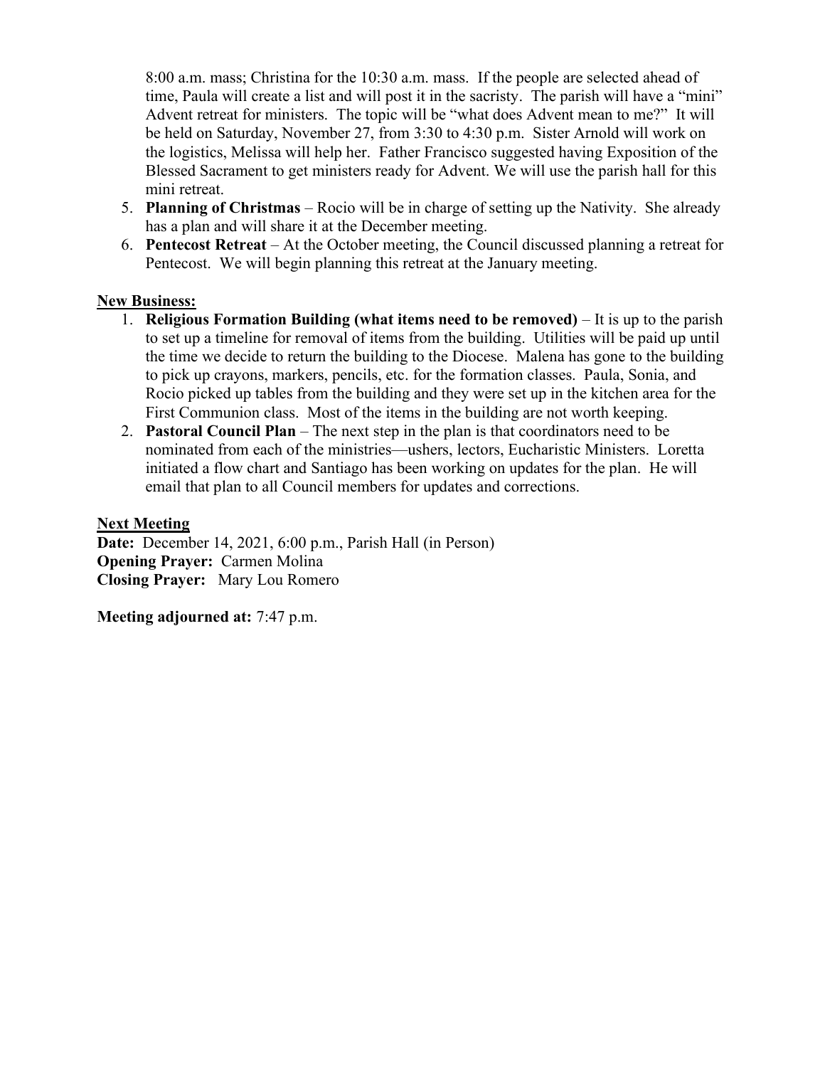8:00 a.m. mass; Christina for the 10:30 a.m. mass. If the people are selected ahead of time, Paula will create a list and will post it in the sacristy. The parish will have a "mini" Advent retreat for ministers. The topic will be "what does Advent mean to me?" It will be held on Saturday, November 27, from 3:30 to 4:30 p.m. Sister Arnold will work on the logistics, Melissa will help her. Father Francisco suggested having Exposition of the Blessed Sacrament to get ministers ready for Advent. We will use the parish hall for this mini retreat.

5. **Planning of Christmas** – Rocio will be in charge of setting up the Nativity. She already has a plan and will share it at the December meeting.
6. **Pentecost Retreat** – At the October meeting, the Council discussed planning a retreat for Pentecost. We will begin planning this retreat at the January meeting.

**New Business:**

1. **Religious Formation Building (what items need to be removed)** – It is up to the parish to set up a timeline for removal of items from the building. Utilities will be paid up until the time we decide to return the building to the Diocese. Malena has gone to the building to pick up crayons, markers, pencils, etc. for the formation classes. Paula, Sonia, and Rocio picked up tables from the building and they were set up in the kitchen area for the First Communion class. Most of the items in the building are not worth keeping.
2. **Pastoral Council Plan** – The next step in the plan is that coordinators need to be nominated from each of the ministries—ushers, lectors, Eucharistic Ministers. Loretta initiated a flow chart and Santiago has been working on updates for the plan. He will email that plan to all Council members for updates and corrections.

**Next Meeting**

**Date:** December 14, 2021, 6:00 p.m., Parish Hall (in Person)
**Opening Prayer:** Carmen Molina
**Closing Prayer:** Mary Lou Romero

**Meeting adjourned at:** 7:47 p.m.